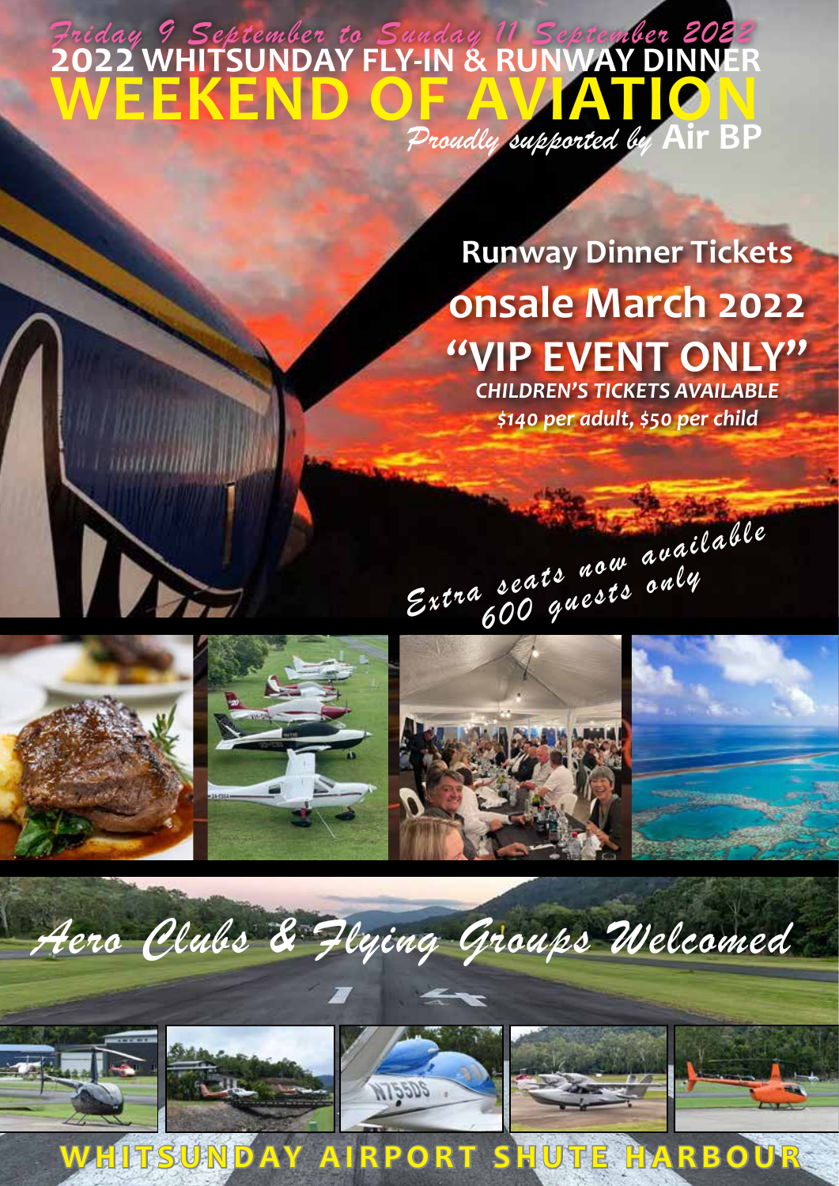*Friday 9 September to Sunday 11 September 2022*

# 2022 WHITSUNDAY FLY-IN & RUNWAY DINNER

# WEEKEND OF AVIATION

*Proudly supported by* **Air BP**

## Runway Dinner Tickets onsale March 2022

## "VIP EVENT ONLY"

***CHILDREN'S TICKETS AVAILABLE***

***$140 per adult, $50 per child***

*Extra seats now available*

*600 guests only*

*Aero Clubs & Flying Groups Welcomed*

**WHITSUNDAY AIRPORT SHUTE HARBOUR**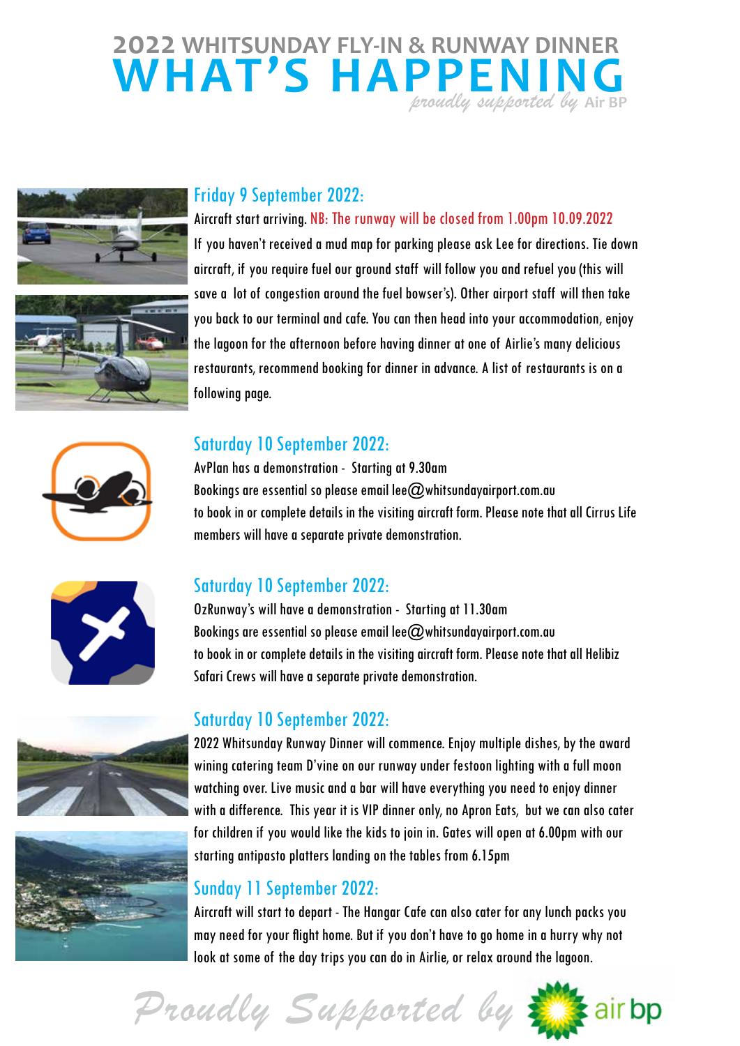# 2022 WHITSUNDAY FLY-IN & RUNWAY DINNER
# WHAT'S HAPPENING

*proudly supported by* Air BP

## Friday 9 September 2022:

Aircraft start arriving. NB: The runway will be closed from 1.00pm 10.09.2022

If you haven't received a mud map for parking please ask Lee for directions. Tie down aircraft, if you require fuel our ground staff will follow you and refuel you (this will save a lot of congestion around the fuel bowser's). Other airport staff will then take you back to our terminal and cafe. You can then head into your accommodation, enjoy the lagoon for the afternoon before having dinner at one of Airlie's many delicious restaurants, recommend booking for dinner in advance. A list of restaurants is on a following page.

## Saturday 10 September 2022:

AvPlan has a demonstration - Starting at 9.30am

Bookings are essential so please email lee@whitsundayairport.com.au to book in or complete details in the visiting aircraft form. Please note that all Cirrus Life members will have a separate private demonstration.

## Saturday 10 September 2022:

OzRunway's will have a demonstration - Starting at 11.30am

Bookings are essential so please email lee@whitsundayairport.com.au to book in or complete details in the visiting aircraft form. Please note that all Helibiz Safari Crews will have a separate private demonstration.

## Saturday 10 September 2022:

2022 Whitsunday Runway Dinner will commence. Enjoy multiple dishes, by the award wining catering team D'vine on our runway under festoon lighting with a full moon watching over. Live music and a bar will have everything you need to enjoy dinner with a difference. This year it is VIP dinner only, no Apron Eats, but we can also cater for children if you would like the kids to join in. Gates will open at 6.00pm with our starting antipasto platters landing on the tables from 6.15pm

## Sunday 11 September 2022:

Aircraft will start to depart - The Hangar Cafe can also cater for any lunch packs you may need for your flight home. But if you don't have to go home in a hurry why not look at some of the day trips you can do in Airlie, or relax around the lagoon.

*Proudly Supported by* air bp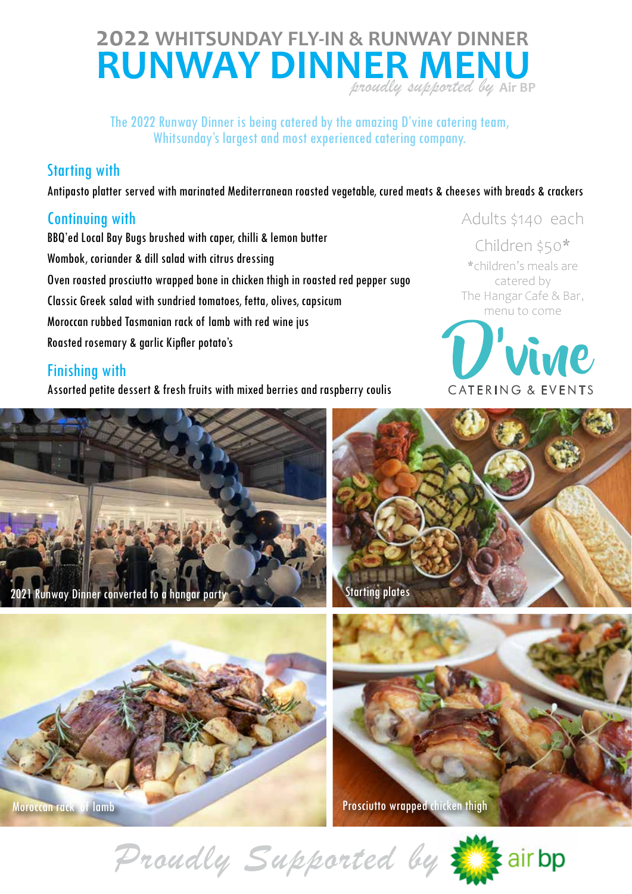# 2022 WHITSUNDAY FLY-IN & RUNWAY DINNER

# RUNWAY DINNER MENU

*proudly supported by* Air BP

The 2022 Runway Dinner is being catered by the amazing D'vine catering team, Whitsunday's largest and most experienced catering company.

## Starting with

Antipasto platter served with marinated Mediterranean roasted vegetable, cured meats & cheeses with breads & crackers

## Continuing with

BBQ'ed Local Bay Bugs brushed with caper, chilli & lemon butter

Wombok, coriander & dill salad with citrus dressing

Oven roasted prosciutto wrapped bone in chicken thigh in roasted red pepper sugo

Classic Greek salad with sundried tomatoes, fetta, olives, capsicum

Moroccan rubbed Tasmanian rack of lamb with red wine jus

Roasted rosemary & garlic Kipfler potato's

## Finishing with

Assorted petite dessert & fresh fruits with mixed berries and raspberry coulis

Adults $140 each

Children $50*

*children's meals are catered by The Hangar Cafe & Bar, menu to come

D'vine CATERING & EVENTS

2021 Runway Dinner converted to a hangar party

Starting plates

Moroccan rack of lamb

Prosciutto wrapped chicken thigh

*Proudly Supported by* air bp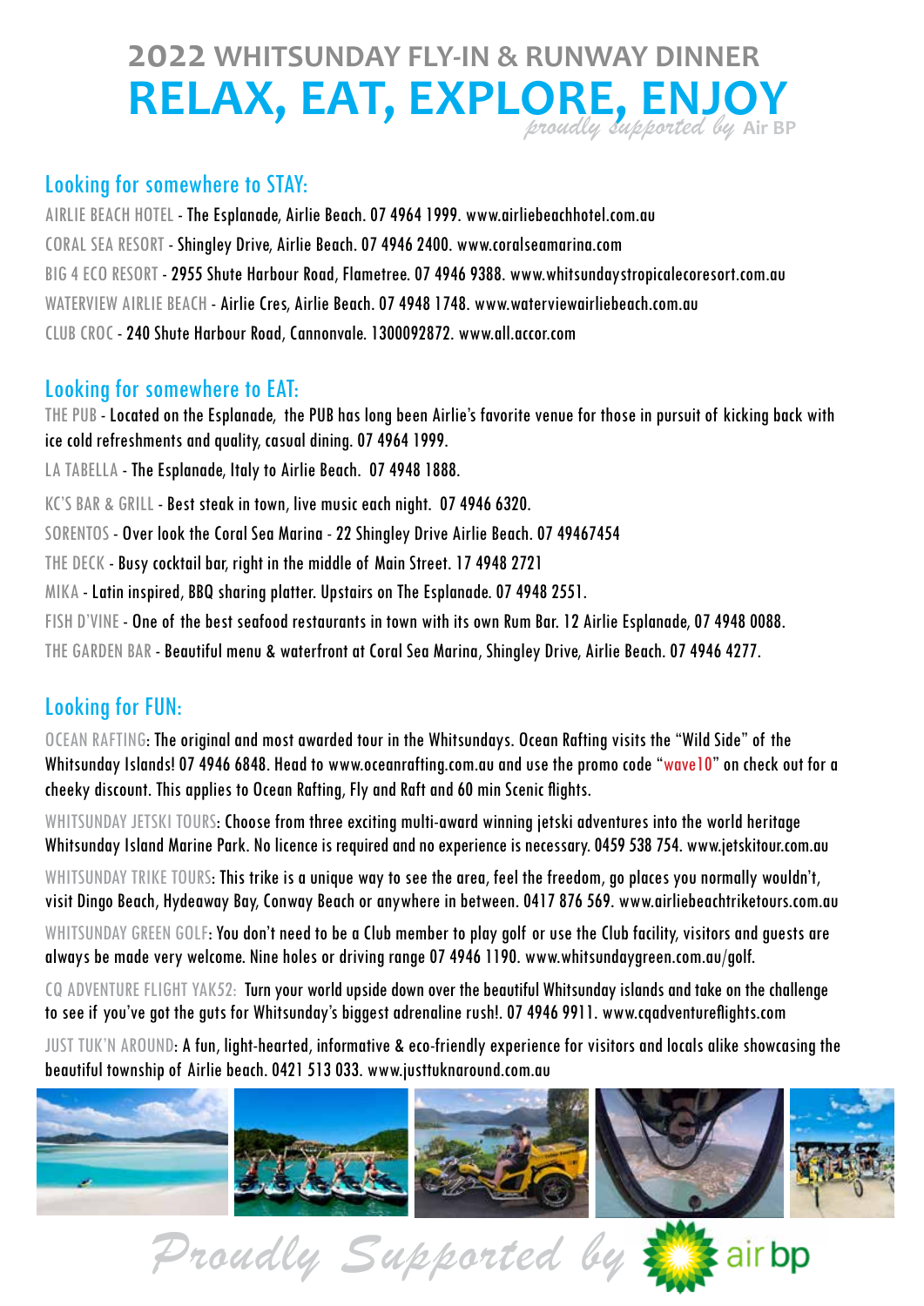# 2022 WHITSUNDAY FLY-IN & RUNWAY DINNER

# RELAX, EAT, EXPLORE, ENJOY

*proudly supported by* Air BP

## Looking for somewhere to STAY:

AIRLIE BEACH HOTEL - The Esplanade, Airlie Beach. 07 4964 1999. www.airliebeachhotel.com.au

CORAL SEA RESORT - Shingley Drive, Airlie Beach. 07 4946 2400. www.coralseamarina.com

BIG 4 ECO RESORT - 2955 Shute Harbour Road, Flametree. 07 4946 9388. www.whitsundaystropicalecoresort.com.au

WATERVIEW AIRLIE BEACH - Airlie Cres, Airlie Beach. 07 4948 1748. www.waterviewairliebeach.com.au

CLUB CROC - 240 Shute Harbour Road, Cannonvale. 1300092872. www.all.accor.com

## Looking for somewhere to EAT:

THE PUB - Located on the Esplanade, the PUB has long been Airlie's favorite venue for those in pursuit of kicking back with ice cold refreshments and quality, casual dining. 07 4964 1999.

LA TABELLA - The Esplanade, Italy to Airlie Beach. 07 4948 1888.

KC'S BAR & GRILL - Best steak in town, live music each night. 07 4946 6320.

SORENTOS - Over look the Coral Sea Marina - 22 Shingley Drive Airlie Beach. 07 49467454

THE DECK - Busy cocktail bar, right in the middle of Main Street. 17 4948 2721

MIKA - Latin inspired, BBQ sharing platter. Upstairs on The Esplanade. 07 4948 2551.

FISH D'VINE - One of the best seafood restaurants in town with its own Rum Bar. 12 Airlie Esplanade, 07 4948 0088.

THE GARDEN BAR - Beautiful menu & waterfront at Coral Sea Marina, Shingley Drive, Airlie Beach. 07 4946 4277.

## Looking for FUN:

OCEAN RAFTING: The original and most awarded tour in the Whitsundays. Ocean Rafting visits the "Wild Side" of the Whitsunday Islands! 07 4946 6848. Head to www.oceanrafting.com.au and use the promo code "wave10" on check out for a cheeky discount. This applies to Ocean Rafting, Fly and Raft and 60 min Scenic flights.

WHITSUNDAY JETSKI TOURS: Choose from three exciting multi-award winning jetski adventures into the world heritage Whitsunday Island Marine Park. No licence is required and no experience is necessary. 0459 538 754. www.jetskitour.com.au

WHITSUNDAY TRIKE TOURS: This trike is a unique way to see the area, feel the freedom, go places you normally wouldn't, visit Dingo Beach, Hydeaway Bay, Conway Beach or anywhere in between. 0417 876 569. www.airliebeachtriketours.com.au

WHITSUNDAY GREEN GOLF: You don't need to be a Club member to play golf or use the Club facility, visitors and guests are always be made very welcome. Nine holes or driving range 07 4946 1190. www.whitsundaygreen.com.au/golf.

CQ ADVENTURE FLIGHT YAK52: Turn your world upside down over the beautiful Whitsunday islands and take on the challenge to see if you've got the guts for Whitsunday's biggest adrenaline rush!. 07 4946 9911. www.cqadventureflights.com

JUST TUK'N AROUND: A fun, light-hearted, informative & eco-friendly experience for visitors and locals alike showcasing the beautiful township of Airlie beach. 0421 513 033. www.justtuknaround.com.au

*Proudly Supported by* air bp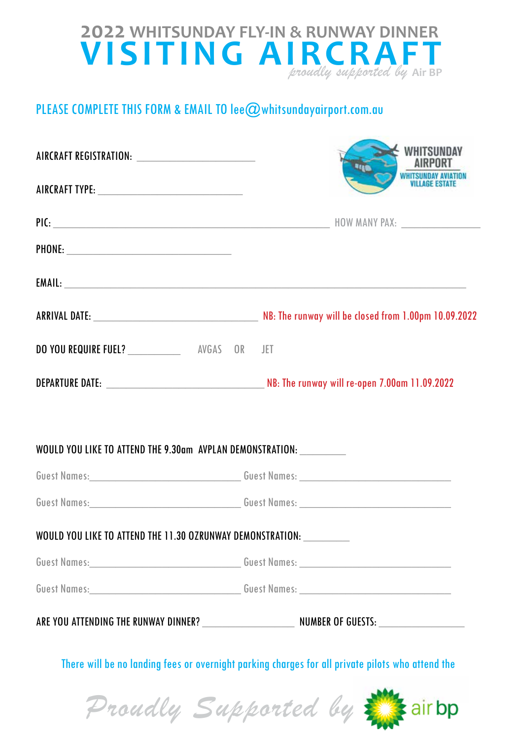# 2022 WHITSUNDAY FLY-IN & RUNWAY DINNER

# VISITING AIRCRAFT

*proudly supported by* Air BP

PLEASE COMPLETE THIS FORM & EMAIL TO lee@whitsundayairport.com.au

WHITSUNDAY AIRPORT
WHITSUNDAY AVIATION VILLAGE ESTATE

AIRCRAFT REGISTRATION: ______________________

AIRCRAFT TYPE: ___________________________

PIC: ___________________________________________________ HOW MANY PAX: _______________

PHONE: _______________________________

EMAIL: ___________________________________________________________________________

ARRIVAL DATE: _______________________________ NB: The runway will be closed from 1.00pm 10.09.2022

DO YOU REQUIRE FUEL? __________ AVGAS OR JET

DEPARTURE DATE: _____________________________ NB: The runway will re-open 7.00am 11.09.2022

WOULD YOU LIKE TO ATTEND THE 9.30am AVPLAN DEMONSTRATION: ________

Guest Names:_____________________________ Guest Names: _____________________________

Guest Names:_____________________________ Guest Names: _____________________________

WOULD YOU LIKE TO ATTEND THE 11.30 OZRUNWAY DEMONSTRATION: ________

Guest Names:_____________________________ Guest Names: _____________________________

Guest Names:_____________________________ Guest Names: _____________________________

ARE YOU ATTENDING THE RUNWAY DINNER? _________________ NUMBER OF GUESTS: ________________

There will be no landing fees or overnight parking charges for all private pilots who attend the

*Proudly Supported by* air bp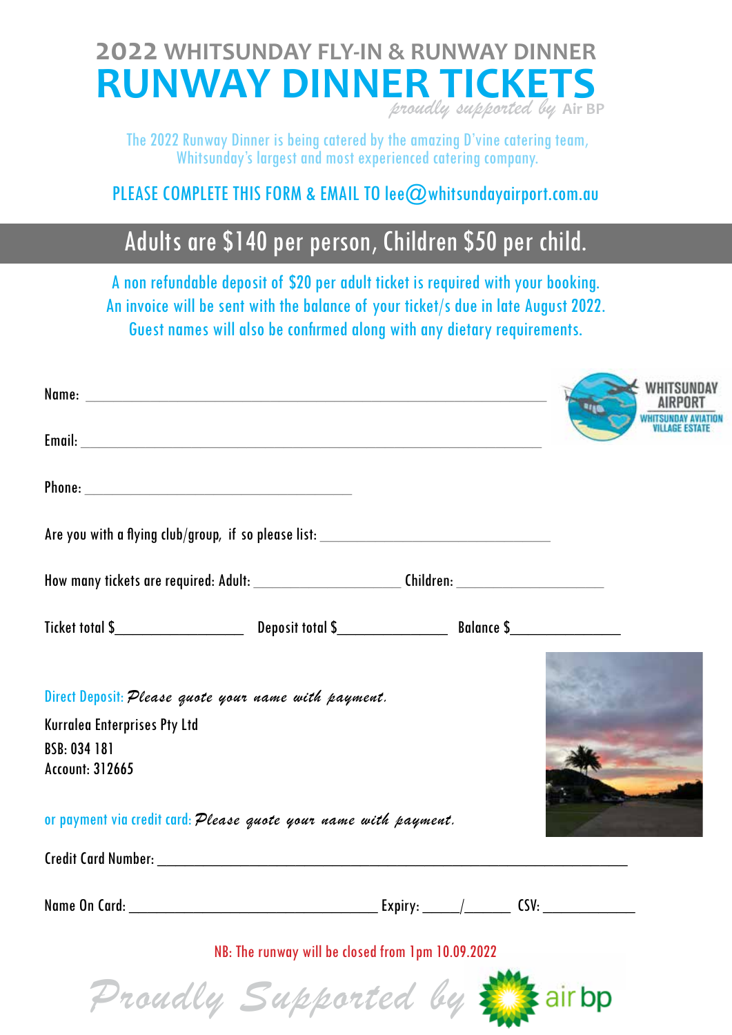## 2022 WHITSUNDAY FLY-IN & RUNWAY DINNER

# RUNWAY DINNER TICKETS

*proudly supported by* Air BP

The 2022 Runway Dinner is being catered by the amazing D'vine catering team, Whitsunday's largest and most experienced catering company.

PLEASE COMPLETE THIS FORM & EMAIL TO lee@whitsundayairport.com.au

## Adults are $140 per person, Children $50 per child.

A non refundable deposit of $20 per adult ticket is required with your booking.
An invoice will be sent with the balance of your ticket/s due in late August 2022.
Guest names will also be confirmed along with any dietary requirements.

Name: ______________________________

Email: ______________________________

Phone: ______________________________

Are you with a flying club/group, if so please list: ______________________________

How many tickets are required: Adult: ______________ Children: ______________

Ticket total $______________ Deposit total $______________ Balance $______________

Direct Deposit: *Please quote your name with payment.*

Kurralea Enterprises Pty Ltd
BSB: 034 181
Account: 312665

or payment via credit card: *Please quote your name with payment.*

Credit Card Number: ______________________________

Name On Card: ______________________ Expiry: _____/_____ CSV: __________

NB: The runway will be closed from 1pm 10.09.2022

*Proudly Supported by* air bp